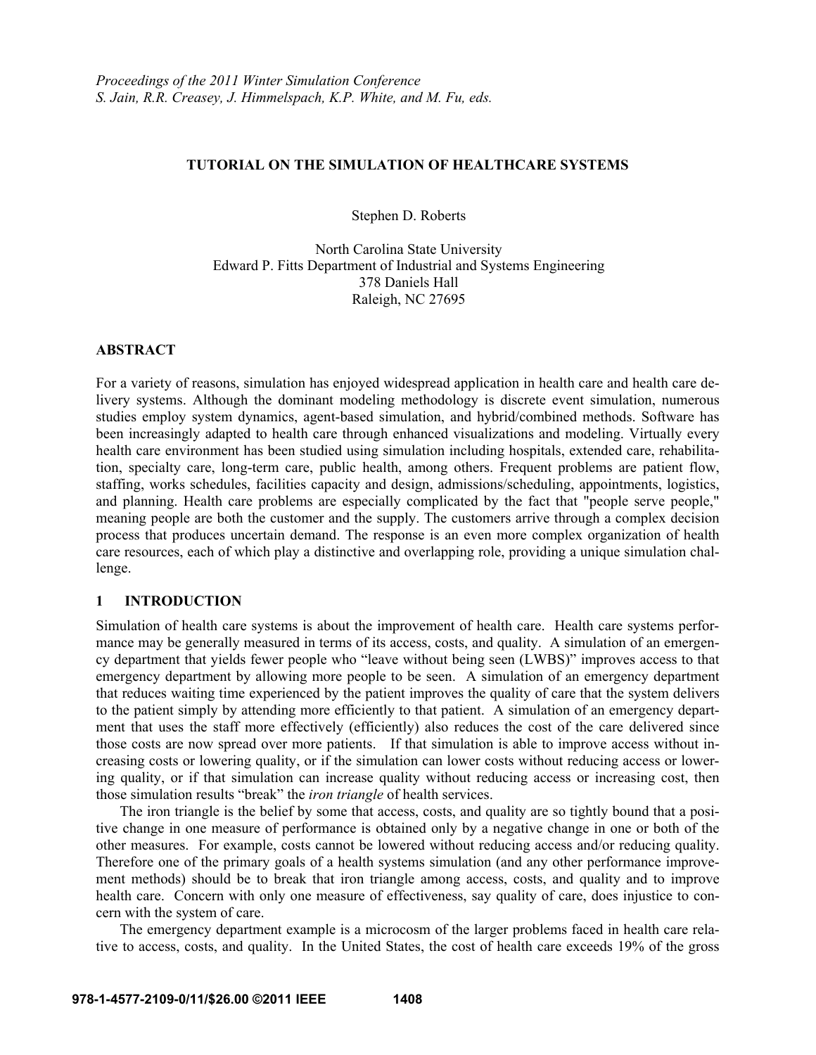*Proceedings of the 2011 Winter Simulation Conference*
*S. Jain, R.R. Creasey, J. Himmelspach, K.P. White, and M. Fu, eds.*

# TUTORIAL ON THE SIMULATION OF HEALTHCARE SYSTEMS

Stephen D. Roberts

North Carolina State University
Edward P. Fitts Department of Industrial and Systems Engineering
378 Daniels Hall
Raleigh, NC 27695

## ABSTRACT

For a variety of reasons, simulation has enjoyed widespread application in health care and health care delivery systems. Although the dominant modeling methodology is discrete event simulation, numerous studies employ system dynamics, agent-based simulation, and hybrid/combined methods. Software has been increasingly adapted to health care through enhanced visualizations and modeling. Virtually every health care environment has been studied using simulation including hospitals, extended care, rehabilitation, specialty care, long-term care, public health, among others. Frequent problems are patient flow, staffing, works schedules, facilities capacity and design, admissions/scheduling, appointments, logistics, and planning. Health care problems are especially complicated by the fact that "people serve people," meaning people are both the customer and the supply. The customers arrive through a complex decision process that produces uncertain demand. The response is an even more complex organization of health care resources, each of which play a distinctive and overlapping role, providing a unique simulation challenge.

## 1 INTRODUCTION

Simulation of health care systems is about the improvement of health care. Health care systems performance may be generally measured in terms of its access, costs, and quality. A simulation of an emergency department that yields fewer people who "leave without being seen (LWBS)" improves access to that emergency department by allowing more people to be seen. A simulation of an emergency department that reduces waiting time experienced by the patient improves the quality of care that the system delivers to the patient simply by attending more efficiently to that patient. A simulation of an emergency department that uses the staff more effectively (efficiently) also reduces the cost of the care delivered since those costs are now spread over more patients. If that simulation is able to improve access without increasing costs or lowering quality, or if the simulation can lower costs without reducing access or lowering quality, or if that simulation can increase quality without reducing access or increasing cost, then those simulation results "break" the *iron triangle* of health services.

The iron triangle is the belief by some that access, costs, and quality are so tightly bound that a positive change in one measure of performance is obtained only by a negative change in one or both of the other measures. For example, costs cannot be lowered without reducing access and/or reducing quality. Therefore one of the primary goals of a health systems simulation (and any other performance improvement methods) should be to break that iron triangle among access, costs, and quality and to improve health care. Concern with only one measure of effectiveness, say quality of care, does injustice to concern with the system of care.

The emergency department example is a microcosm of the larger problems faced in health care relative to access, costs, and quality. In the United States, the cost of health care exceeds 19% of the gross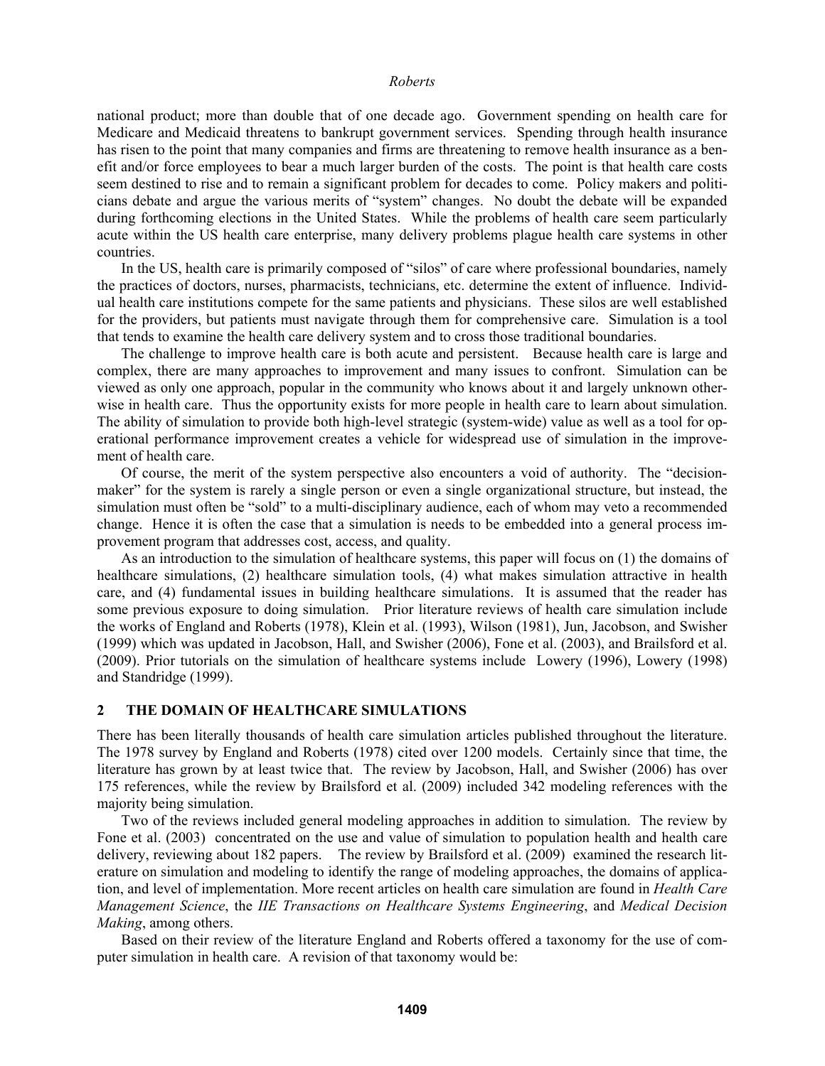national product; more than double that of one decade ago. Government spending on health care for Medicare and Medicaid threatens to bankrupt government services. Spending through health insurance has risen to the point that many companies and firms are threatening to remove health insurance as a benefit and/or force employees to bear a much larger burden of the costs. The point is that health care costs seem destined to rise and to remain a significant problem for decades to come. Policy makers and politicians debate and argue the various merits of "system" changes. No doubt the debate will be expanded during forthcoming elections in the United States. While the problems of health care seem particularly acute within the US health care enterprise, many delivery problems plague health care systems in other countries.

In the US, health care is primarily composed of "silos" of care where professional boundaries, namely the practices of doctors, nurses, pharmacists, technicians, etc. determine the extent of influence. Individual health care institutions compete for the same patients and physicians. These silos are well established for the providers, but patients must navigate through them for comprehensive care. Simulation is a tool that tends to examine the health care delivery system and to cross those traditional boundaries.

The challenge to improve health care is both acute and persistent. Because health care is large and complex, there are many approaches to improvement and many issues to confront. Simulation can be viewed as only one approach, popular in the community who knows about it and largely unknown otherwise in health care. Thus the opportunity exists for more people in health care to learn about simulation. The ability of simulation to provide both high-level strategic (system-wide) value as well as a tool for operational performance improvement creates a vehicle for widespread use of simulation in the improvement of health care.

Of course, the merit of the system perspective also encounters a void of authority. The "decision-maker" for the system is rarely a single person or even a single organizational structure, but instead, the simulation must often be "sold" to a multi-disciplinary audience, each of whom may veto a recommended change. Hence it is often the case that a simulation is needs to be embedded into a general process improvement program that addresses cost, access, and quality.

As an introduction to the simulation of healthcare systems, this paper will focus on (1) the domains of healthcare simulations, (2) healthcare simulation tools, (4) what makes simulation attractive in health care, and (4) fundamental issues in building healthcare simulations. It is assumed that the reader has some previous exposure to doing simulation. Prior literature reviews of health care simulation include the works of England and Roberts (1978), Klein et al. (1993), Wilson (1981), Jun, Jacobson, and Swisher (1999) which was updated in Jacobson, Hall, and Swisher (2006), Fone et al. (2003), and Brailsford et al. (2009). Prior tutorials on the simulation of healthcare systems include Lowery (1996), Lowery (1998) and Standridge (1999).

## 2 THE DOMAIN OF HEALTHCARE SIMULATIONS

There has been literally thousands of health care simulation articles published throughout the literature. The 1978 survey by England and Roberts (1978) cited over 1200 models. Certainly since that time, the literature has grown by at least twice that. The review by Jacobson, Hall, and Swisher (2006) has over 175 references, while the review by Brailsford et al. (2009) included 342 modeling references with the majority being simulation.

Two of the reviews included general modeling approaches in addition to simulation. The review by Fone et al. (2003) concentrated on the use and value of simulation to population health and health care delivery, reviewing about 182 papers. The review by Brailsford et al. (2009) examined the research literature on simulation and modeling to identify the range of modeling approaches, the domains of application, and level of implementation. More recent articles on health care simulation are found in *Health Care Management Science*, the *IIE Transactions on Healthcare Systems Engineering*, and *Medical Decision Making*, among others.

Based on their review of the literature England and Roberts offered a taxonomy for the use of computer simulation in health care. A revision of that taxonomy would be: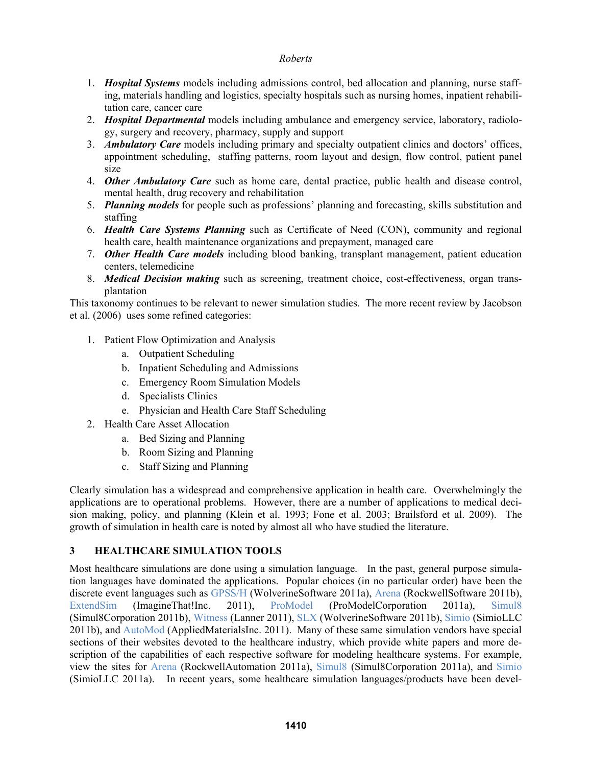1. ***Hospital Systems*** models including admissions control, bed allocation and planning, nurse staffing, materials handling and logistics, specialty hospitals such as nursing homes, inpatient rehabilitation care, cancer care
2. ***Hospital Departmental*** models including ambulance and emergency service, laboratory, radiology, surgery and recovery, pharmacy, supply and support
3. ***Ambulatory Care*** models including primary and specialty outpatient clinics and doctors' offices, appointment scheduling, staffing patterns, room layout and design, flow control, patient panel size
4. ***Other Ambulatory Care*** such as home care, dental practice, public health and disease control, mental health, drug recovery and rehabilitation
5. ***Planning models*** for people such as professions' planning and forecasting, skills substitution and staffing
6. ***Health Care Systems Planning*** such as Certificate of Need (CON), community and regional health care, health maintenance organizations and prepayment, managed care
7. ***Other Health Care models*** including blood banking, transplant management, patient education centers, telemedicine
8. ***Medical Decision making*** such as screening, treatment choice, cost-effectiveness, organ transplantation

This taxonomy continues to be relevant to newer simulation studies. The more recent review by Jacobson et al. (2006) uses some refined categories:

1. Patient Flow Optimization and Analysis
   a. Outpatient Scheduling
   b. Inpatient Scheduling and Admissions
   c. Emergency Room Simulation Models
   d. Specialists Clinics
   e. Physician and Health Care Staff Scheduling
2. Health Care Asset Allocation
   a. Bed Sizing and Planning
   b. Room Sizing and Planning
   c. Staff Sizing and Planning

Clearly simulation has a widespread and comprehensive application in health care. Overwhelmingly the applications are to operational problems. However, there are a number of applications to medical decision making, policy, and planning (Klein et al. 1993; Fone et al. 2003; Brailsford et al. 2009). The growth of simulation in health care is noted by almost all who have studied the literature.

## 3 HEALTHCARE SIMULATION TOOLS

Most healthcare simulations are done using a simulation language. In the past, general purpose simulation languages have dominated the applications. Popular choices (in no particular order) have been the discrete event languages such as GPSS/H (WolverineSoftware 2011a), Arena (RockwellSoftware 2011b), ExtendSim (ImagineThat!Inc. 2011), ProModel (ProModelCorporation 2011a), Simul8 (Simul8Corporation 2011b), Witness (Lanner 2011), SLX (WolverineSoftware 2011b), Simio (SimioLLC 2011b), and AutoMod (AppliedMaterialsInc. 2011). Many of these same simulation vendors have special sections of their websites devoted to the healthcare industry, which provide white papers and more description of the capabilities of each respective software for modeling healthcare systems. For example, view the sites for Arena (RockwellAutomation 2011a), Simul8 (Simul8Corporation 2011a), and Simio (SimioLLC 2011a). In recent years, some healthcare simulation languages/products have been devel-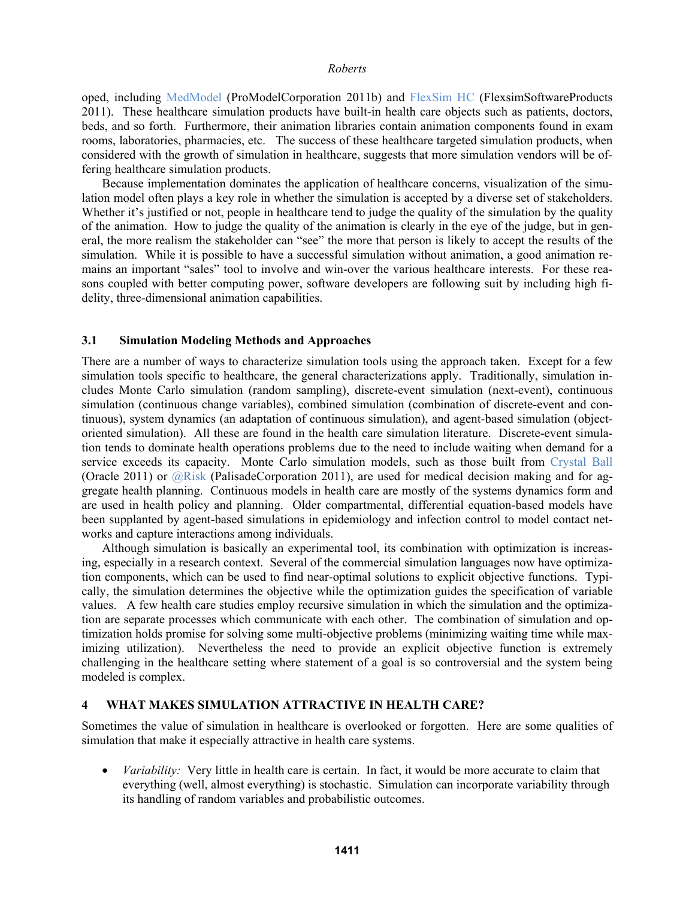oped, including MedModel (ProModelCorporation 2011b) and FlexSim HC (FlexsimSoftwareProducts 2011). These healthcare simulation products have built-in health care objects such as patients, doctors, beds, and so forth. Furthermore, their animation libraries contain animation components found in exam rooms, laboratories, pharmacies, etc. The success of these healthcare targeted simulation products, when considered with the growth of simulation in healthcare, suggests that more simulation vendors will be offering healthcare simulation products.

Because implementation dominates the application of healthcare concerns, visualization of the simulation model often plays a key role in whether the simulation is accepted by a diverse set of stakeholders. Whether it's justified or not, people in healthcare tend to judge the quality of the simulation by the quality of the animation. How to judge the quality of the animation is clearly in the eye of the judge, but in general, the more realism the stakeholder can "see" the more that person is likely to accept the results of the simulation. While it is possible to have a successful simulation without animation, a good animation remains an important "sales" tool to involve and win-over the various healthcare interests. For these reasons coupled with better computing power, software developers are following suit by including high fidelity, three-dimensional animation capabilities.

### 3.1 Simulation Modeling Methods and Approaches

There are a number of ways to characterize simulation tools using the approach taken. Except for a few simulation tools specific to healthcare, the general characterizations apply. Traditionally, simulation includes Monte Carlo simulation (random sampling), discrete-event simulation (next-event), continuous simulation (continuous change variables), combined simulation (combination of discrete-event and continuous), system dynamics (an adaptation of continuous simulation), and agent-based simulation (object-oriented simulation). All these are found in the health care simulation literature. Discrete-event simulation tends to dominate health operations problems due to the need to include waiting when demand for a service exceeds its capacity. Monte Carlo simulation models, such as those built from Crystal Ball (Oracle 2011) or @Risk (PalisadeCorporation 2011), are used for medical decision making and for aggregate health planning. Continuous models in health care are mostly of the systems dynamics form and are used in health policy and planning. Older compartmental, differential equation-based models have been supplanted by agent-based simulations in epidemiology and infection control to model contact networks and capture interactions among individuals.

Although simulation is basically an experimental tool, its combination with optimization is increasing, especially in a research context. Several of the commercial simulation languages now have optimization components, which can be used to find near-optimal solutions to explicit objective functions. Typically, the simulation determines the objective while the optimization guides the specification of variable values. A few health care studies employ recursive simulation in which the simulation and the optimization are separate processes which communicate with each other. The combination of simulation and optimization holds promise for solving some multi-objective problems (minimizing waiting time while maximizing utilization). Nevertheless the need to provide an explicit objective function is extremely challenging in the healthcare setting where statement of a goal is so controversial and the system being modeled is complex.

## 4 WHAT MAKES SIMULATION ATTRACTIVE IN HEALTH CARE?

Sometimes the value of simulation in healthcare is overlooked or forgotten. Here are some qualities of simulation that make it especially attractive in health care systems.

- *Variability:* Very little in health care is certain. In fact, it would be more accurate to claim that everything (well, almost everything) is stochastic. Simulation can incorporate variability through its handling of random variables and probabilistic outcomes.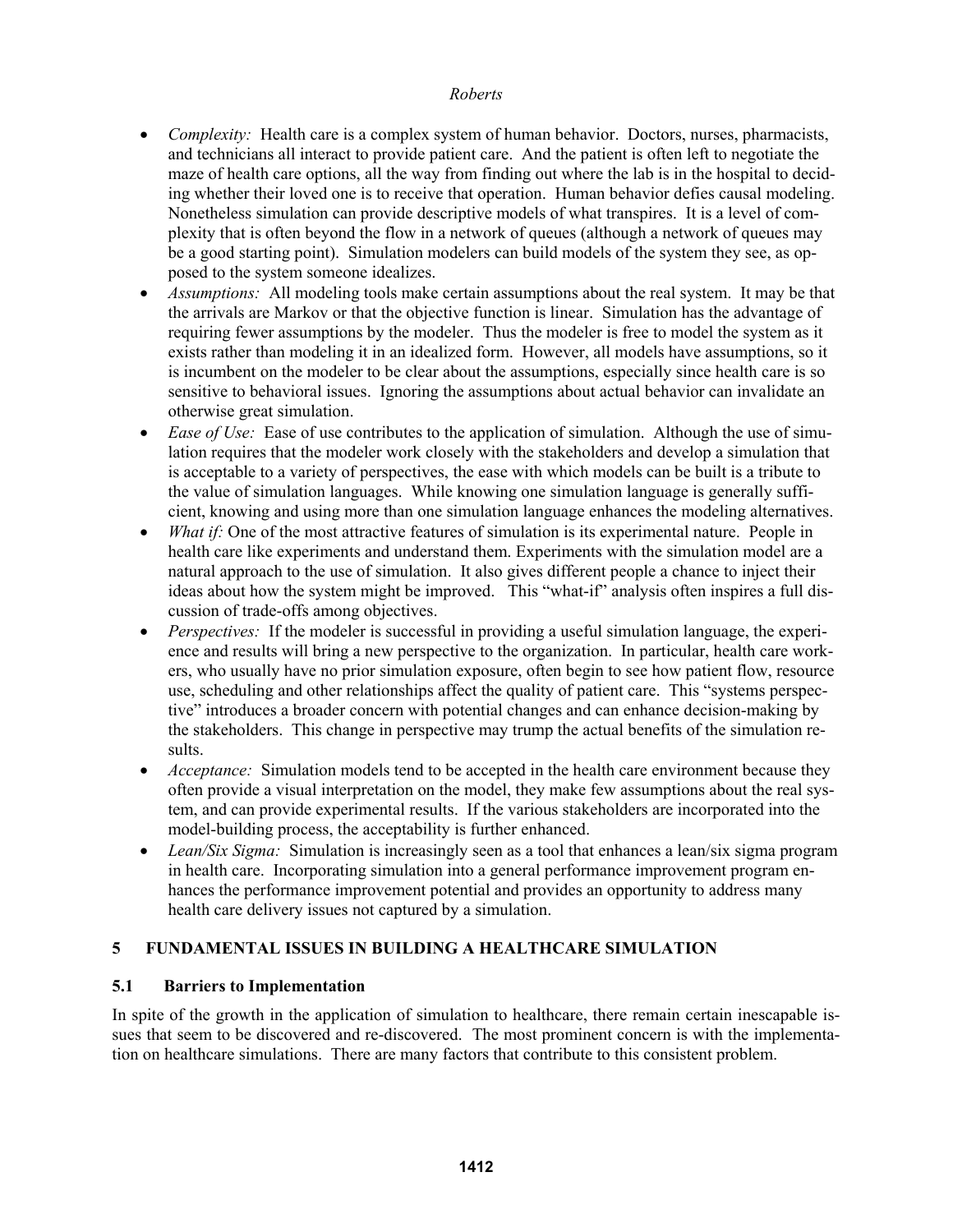- *Complexity:* Health care is a complex system of human behavior. Doctors, nurses, pharmacists, and technicians all interact to provide patient care. And the patient is often left to negotiate the maze of health care options, all the way from finding out where the lab is in the hospital to deciding whether their loved one is to receive that operation. Human behavior defies causal modeling. Nonetheless simulation can provide descriptive models of what transpires. It is a level of complexity that is often beyond the flow in a network of queues (although a network of queues may be a good starting point). Simulation modelers can build models of the system they see, as opposed to the system someone idealizes.
- *Assumptions:* All modeling tools make certain assumptions about the real system. It may be that the arrivals are Markov or that the objective function is linear. Simulation has the advantage of requiring fewer assumptions by the modeler. Thus the modeler is free to model the system as it exists rather than modeling it in an idealized form. However, all models have assumptions, so it is incumbent on the modeler to be clear about the assumptions, especially since health care is so sensitive to behavioral issues. Ignoring the assumptions about actual behavior can invalidate an otherwise great simulation.
- *Ease of Use:* Ease of use contributes to the application of simulation. Although the use of simulation requires that the modeler work closely with the stakeholders and develop a simulation that is acceptable to a variety of perspectives, the ease with which models can be built is a tribute to the value of simulation languages. While knowing one simulation language is generally sufficient, knowing and using more than one simulation language enhances the modeling alternatives.
- *What if:* One of the most attractive features of simulation is its experimental nature. People in health care like experiments and understand them. Experiments with the simulation model are a natural approach to the use of simulation. It also gives different people a chance to inject their ideas about how the system might be improved. This "what-if" analysis often inspires a full discussion of trade-offs among objectives.
- *Perspectives:* If the modeler is successful in providing a useful simulation language, the experience and results will bring a new perspective to the organization. In particular, health care workers, who usually have no prior simulation exposure, often begin to see how patient flow, resource use, scheduling and other relationships affect the quality of patient care. This "systems perspective" introduces a broader concern with potential changes and can enhance decision-making by the stakeholders. This change in perspective may trump the actual benefits of the simulation results.
- *Acceptance:* Simulation models tend to be accepted in the health care environment because they often provide a visual interpretation on the model, they make few assumptions about the real system, and can provide experimental results. If the various stakeholders are incorporated into the model-building process, the acceptability is further enhanced.
- *Lean/Six Sigma:* Simulation is increasingly seen as a tool that enhances a lean/six sigma program in health care. Incorporating simulation into a general performance improvement program enhances the performance improvement potential and provides an opportunity to address many health care delivery issues not captured by a simulation.

## 5 FUNDAMENTAL ISSUES IN BUILDING A HEALTHCARE SIMULATION

### 5.1 Barriers to Implementation

In spite of the growth in the application of simulation to healthcare, there remain certain inescapable issues that seem to be discovered and re-discovered. The most prominent concern is with the implementation on healthcare simulations. There are many factors that contribute to this consistent problem.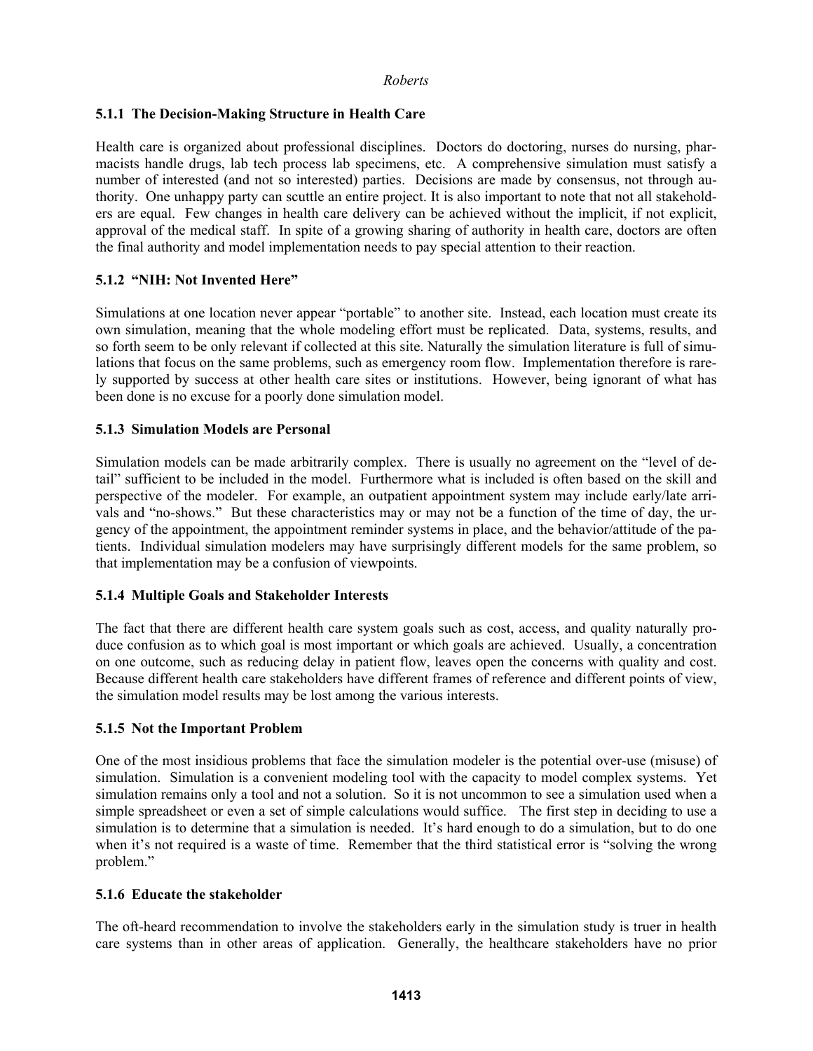### 5.1.1 The Decision-Making Structure in Health Care

Health care is organized about professional disciplines. Doctors do doctoring, nurses do nursing, pharmacists handle drugs, lab tech process lab specimens, etc. A comprehensive simulation must satisfy a number of interested (and not so interested) parties. Decisions are made by consensus, not through authority. One unhappy party can scuttle an entire project. It is also important to note that not all stakeholders are equal. Few changes in health care delivery can be achieved without the implicit, if not explicit, approval of the medical staff. In spite of a growing sharing of authority in health care, doctors are often the final authority and model implementation needs to pay special attention to their reaction.

### 5.1.2 "NIH: Not Invented Here"

Simulations at one location never appear "portable" to another site. Instead, each location must create its own simulation, meaning that the whole modeling effort must be replicated. Data, systems, results, and so forth seem to be only relevant if collected at this site. Naturally the simulation literature is full of simulations that focus on the same problems, such as emergency room flow. Implementation therefore is rarely supported by success at other health care sites or institutions. However, being ignorant of what has been done is no excuse for a poorly done simulation model.

### 5.1.3 Simulation Models are Personal

Simulation models can be made arbitrarily complex. There is usually no agreement on the "level of detail" sufficient to be included in the model. Furthermore what is included is often based on the skill and perspective of the modeler. For example, an outpatient appointment system may include early/late arrivals and "no-shows." But these characteristics may or may not be a function of the time of day, the urgency of the appointment, the appointment reminder systems in place, and the behavior/attitude of the patients. Individual simulation modelers may have surprisingly different models for the same problem, so that implementation may be a confusion of viewpoints.

### 5.1.4 Multiple Goals and Stakeholder Interests

The fact that there are different health care system goals such as cost, access, and quality naturally produce confusion as to which goal is most important or which goals are achieved. Usually, a concentration on one outcome, such as reducing delay in patient flow, leaves open the concerns with quality and cost. Because different health care stakeholders have different frames of reference and different points of view, the simulation model results may be lost among the various interests.

### 5.1.5 Not the Important Problem

One of the most insidious problems that face the simulation modeler is the potential over-use (misuse) of simulation. Simulation is a convenient modeling tool with the capacity to model complex systems. Yet simulation remains only a tool and not a solution. So it is not uncommon to see a simulation used when a simple spreadsheet or even a set of simple calculations would suffice. The first step in deciding to use a simulation is to determine that a simulation is needed. It's hard enough to do a simulation, but to do one when it's not required is a waste of time. Remember that the third statistical error is "solving the wrong problem."

### 5.1.6 Educate the stakeholder

The oft-heard recommendation to involve the stakeholders early in the simulation study is truer in health care systems than in other areas of application. Generally, the healthcare stakeholders have no prior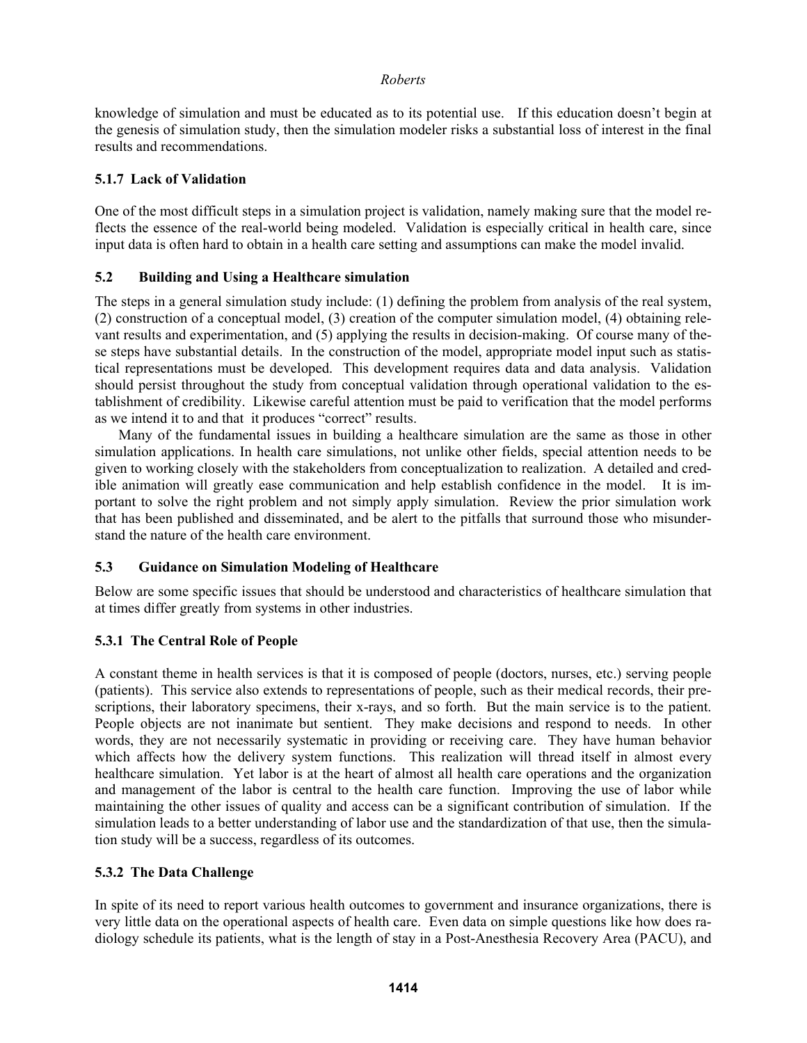knowledge of simulation and must be educated as to its potential use. If this education doesn't begin at the genesis of simulation study, then the simulation modeler risks a substantial loss of interest in the final results and recommendations.

#### 5.1.7 Lack of Validation

One of the most difficult steps in a simulation project is validation, namely making sure that the model reflects the essence of the real-world being modeled. Validation is especially critical in health care, since input data is often hard to obtain in a health care setting and assumptions can make the model invalid.

### 5.2 Building and Using a Healthcare simulation

The steps in a general simulation study include: (1) defining the problem from analysis of the real system, (2) construction of a conceptual model, (3) creation of the computer simulation model, (4) obtaining relevant results and experimentation, and (5) applying the results in decision-making. Of course many of these steps have substantial details. In the construction of the model, appropriate model input such as statistical representations must be developed. This development requires data and data analysis. Validation should persist throughout the study from conceptual validation through operational validation to the establishment of credibility. Likewise careful attention must be paid to verification that the model performs as we intend it to and that it produces "correct" results.

Many of the fundamental issues in building a healthcare simulation are the same as those in other simulation applications. In health care simulations, not unlike other fields, special attention needs to be given to working closely with the stakeholders from conceptualization to realization. A detailed and credible animation will greatly ease communication and help establish confidence in the model. It is important to solve the right problem and not simply apply simulation. Review the prior simulation work that has been published and disseminated, and be alert to the pitfalls that surround those who misunderstand the nature of the health care environment.

### 5.3 Guidance on Simulation Modeling of Healthcare

Below are some specific issues that should be understood and characteristics of healthcare simulation that at times differ greatly from systems in other industries.

#### 5.3.1 The Central Role of People

A constant theme in health services is that it is composed of people (doctors, nurses, etc.) serving people (patients). This service also extends to representations of people, such as their medical records, their prescriptions, their laboratory specimens, their x-rays, and so forth. But the main service is to the patient. People objects are not inanimate but sentient. They make decisions and respond to needs. In other words, they are not necessarily systematic in providing or receiving care. They have human behavior which affects how the delivery system functions. This realization will thread itself in almost every healthcare simulation. Yet labor is at the heart of almost all health care operations and the organization and management of the labor is central to the health care function. Improving the use of labor while maintaining the other issues of quality and access can be a significant contribution of simulation. If the simulation leads to a better understanding of labor use and the standardization of that use, then the simulation study will be a success, regardless of its outcomes.

#### 5.3.2 The Data Challenge

In spite of its need to report various health outcomes to government and insurance organizations, there is very little data on the operational aspects of health care. Even data on simple questions like how does radiology schedule its patients, what is the length of stay in a Post-Anesthesia Recovery Area (PACU), and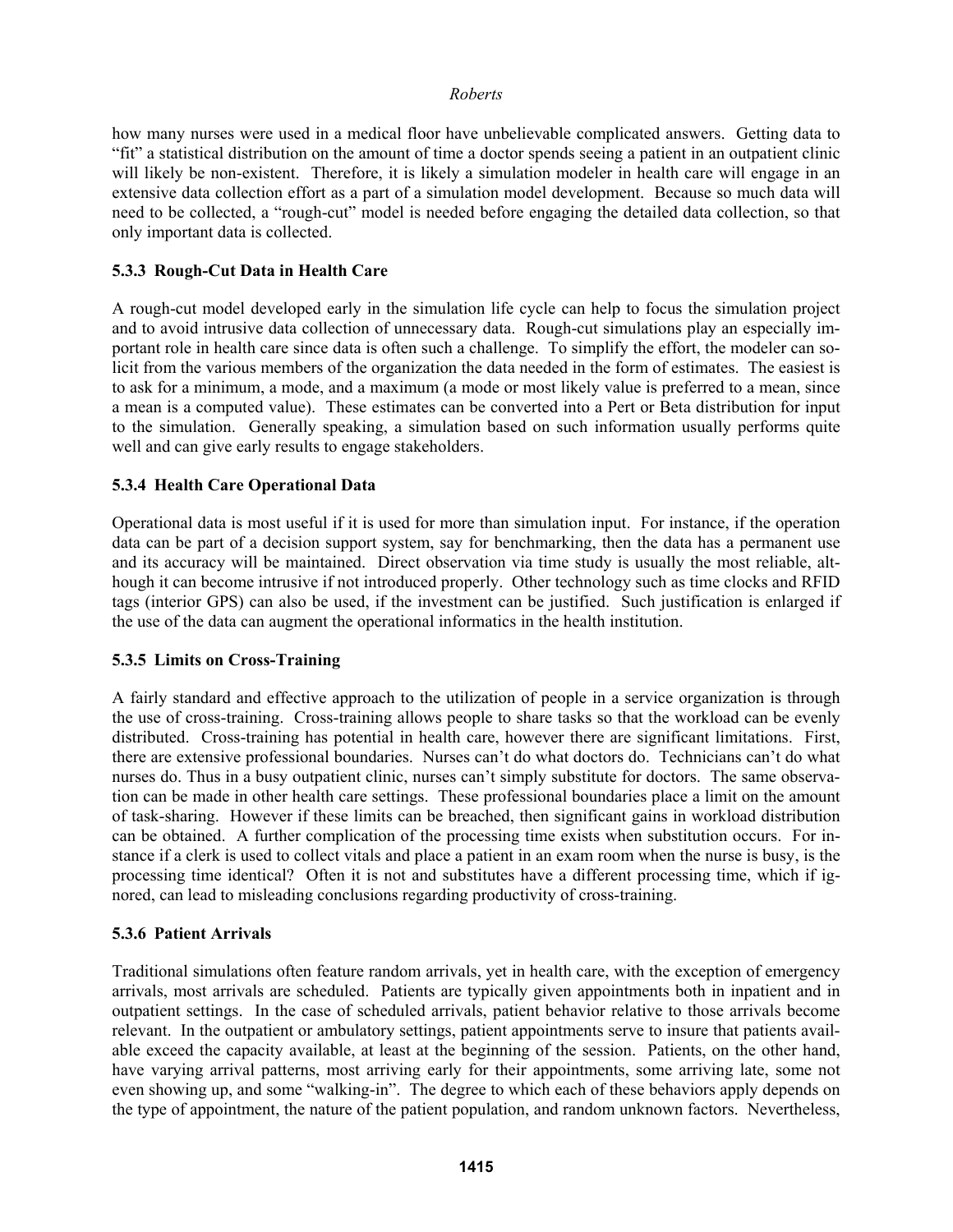how many nurses were used in a medical floor have unbelievable complicated answers. Getting data to "fit" a statistical distribution on the amount of time a doctor spends seeing a patient in an outpatient clinic will likely be non-existent. Therefore, it is likely a simulation modeler in health care will engage in an extensive data collection effort as a part of a simulation model development. Because so much data will need to be collected, a "rough-cut" model is needed before engaging the detailed data collection, so that only important data is collected.

### 5.3.3 Rough-Cut Data in Health Care

A rough-cut model developed early in the simulation life cycle can help to focus the simulation project and to avoid intrusive data collection of unnecessary data. Rough-cut simulations play an especially important role in health care since data is often such a challenge. To simplify the effort, the modeler can solicit from the various members of the organization the data needed in the form of estimates. The easiest is to ask for a minimum, a mode, and a maximum (a mode or most likely value is preferred to a mean, since a mean is a computed value). These estimates can be converted into a Pert or Beta distribution for input to the simulation. Generally speaking, a simulation based on such information usually performs quite well and can give early results to engage stakeholders.

### 5.3.4 Health Care Operational Data

Operational data is most useful if it is used for more than simulation input. For instance, if the operation data can be part of a decision support system, say for benchmarking, then the data has a permanent use and its accuracy will be maintained. Direct observation via time study is usually the most reliable, although it can become intrusive if not introduced properly. Other technology such as time clocks and RFID tags (interior GPS) can also be used, if the investment can be justified. Such justification is enlarged if the use of the data can augment the operational informatics in the health institution.

### 5.3.5 Limits on Cross-Training

A fairly standard and effective approach to the utilization of people in a service organization is through the use of cross-training. Cross-training allows people to share tasks so that the workload can be evenly distributed. Cross-training has potential in health care, however there are significant limitations. First, there are extensive professional boundaries. Nurses can't do what doctors do. Technicians can't do what nurses do. Thus in a busy outpatient clinic, nurses can't simply substitute for doctors. The same observation can be made in other health care settings. These professional boundaries place a limit on the amount of task-sharing. However if these limits can be breached, then significant gains in workload distribution can be obtained. A further complication of the processing time exists when substitution occurs. For instance if a clerk is used to collect vitals and place a patient in an exam room when the nurse is busy, is the processing time identical? Often it is not and substitutes have a different processing time, which if ignored, can lead to misleading conclusions regarding productivity of cross-training.

### 5.3.6 Patient Arrivals

Traditional simulations often feature random arrivals, yet in health care, with the exception of emergency arrivals, most arrivals are scheduled. Patients are typically given appointments both in inpatient and in outpatient settings. In the case of scheduled arrivals, patient behavior relative to those arrivals become relevant. In the outpatient or ambulatory settings, patient appointments serve to insure that patients available exceed the capacity available, at least at the beginning of the session. Patients, on the other hand, have varying arrival patterns, most arriving early for their appointments, some arriving late, some not even showing up, and some "walking-in". The degree to which each of these behaviors apply depends on the type of appointment, the nature of the patient population, and random unknown factors. Nevertheless,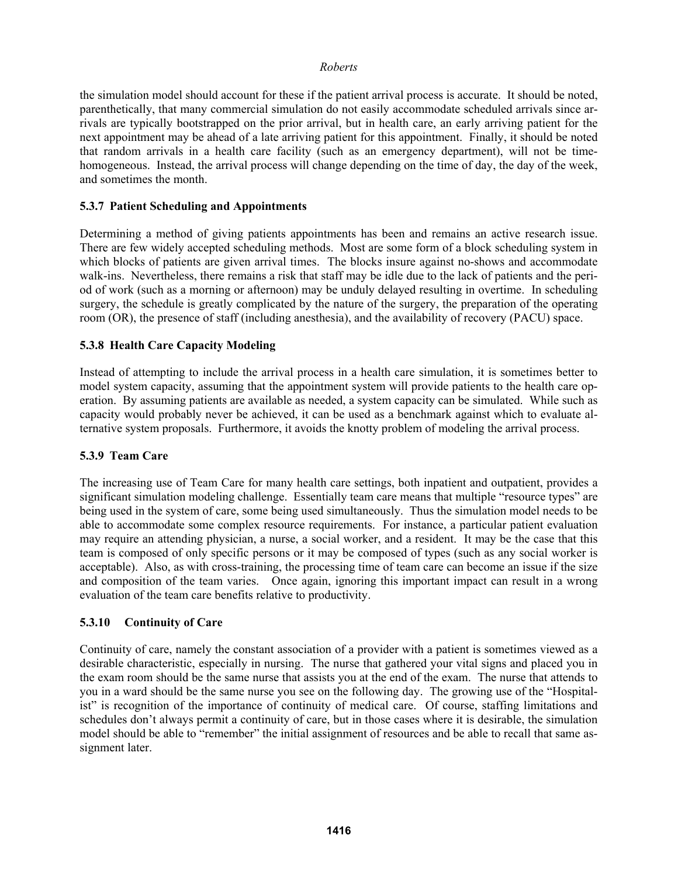the simulation model should account for these if the patient arrival process is accurate. It should be noted, parenthetically, that many commercial simulation do not easily accommodate scheduled arrivals since arrivals are typically bootstrapped on the prior arrival, but in health care, an early arriving patient for the next appointment may be ahead of a late arriving patient for this appointment. Finally, it should be noted that random arrivals in a health care facility (such as an emergency department), will not be time-homogeneous. Instead, the arrival process will change depending on the time of day, the day of the week, and sometimes the month.

### 5.3.7 Patient Scheduling and Appointments

Determining a method of giving patients appointments has been and remains an active research issue. There are few widely accepted scheduling methods. Most are some form of a block scheduling system in which blocks of patients are given arrival times. The blocks insure against no-shows and accommodate walk-ins. Nevertheless, there remains a risk that staff may be idle due to the lack of patients and the period of work (such as a morning or afternoon) may be unduly delayed resulting in overtime. In scheduling surgery, the schedule is greatly complicated by the nature of the surgery, the preparation of the operating room (OR), the presence of staff (including anesthesia), and the availability of recovery (PACU) space.

### 5.3.8 Health Care Capacity Modeling

Instead of attempting to include the arrival process in a health care simulation, it is sometimes better to model system capacity, assuming that the appointment system will provide patients to the health care operation. By assuming patients are available as needed, a system capacity can be simulated. While such as capacity would probably never be achieved, it can be used as a benchmark against which to evaluate alternative system proposals. Furthermore, it avoids the knotty problem of modeling the arrival process.

### 5.3.9 Team Care

The increasing use of Team Care for many health care settings, both inpatient and outpatient, provides a significant simulation modeling challenge. Essentially team care means that multiple "resource types" are being used in the system of care, some being used simultaneously. Thus the simulation model needs to be able to accommodate some complex resource requirements. For instance, a particular patient evaluation may require an attending physician, a nurse, a social worker, and a resident. It may be the case that this team is composed of only specific persons or it may be composed of types (such as any social worker is acceptable). Also, as with cross-training, the processing time of team care can become an issue if the size and composition of the team varies. Once again, ignoring this important impact can result in a wrong evaluation of the team care benefits relative to productivity.

### 5.3.10 Continuity of Care

Continuity of care, namely the constant association of a provider with a patient is sometimes viewed as a desirable characteristic, especially in nursing. The nurse that gathered your vital signs and placed you in the exam room should be the same nurse that assists you at the end of the exam. The nurse that attends to you in a ward should be the same nurse you see on the following day. The growing use of the "Hospitalist" is recognition of the importance of continuity of medical care. Of course, staffing limitations and schedules don't always permit a continuity of care, but in those cases where it is desirable, the simulation model should be able to "remember" the initial assignment of resources and be able to recall that same assignment later.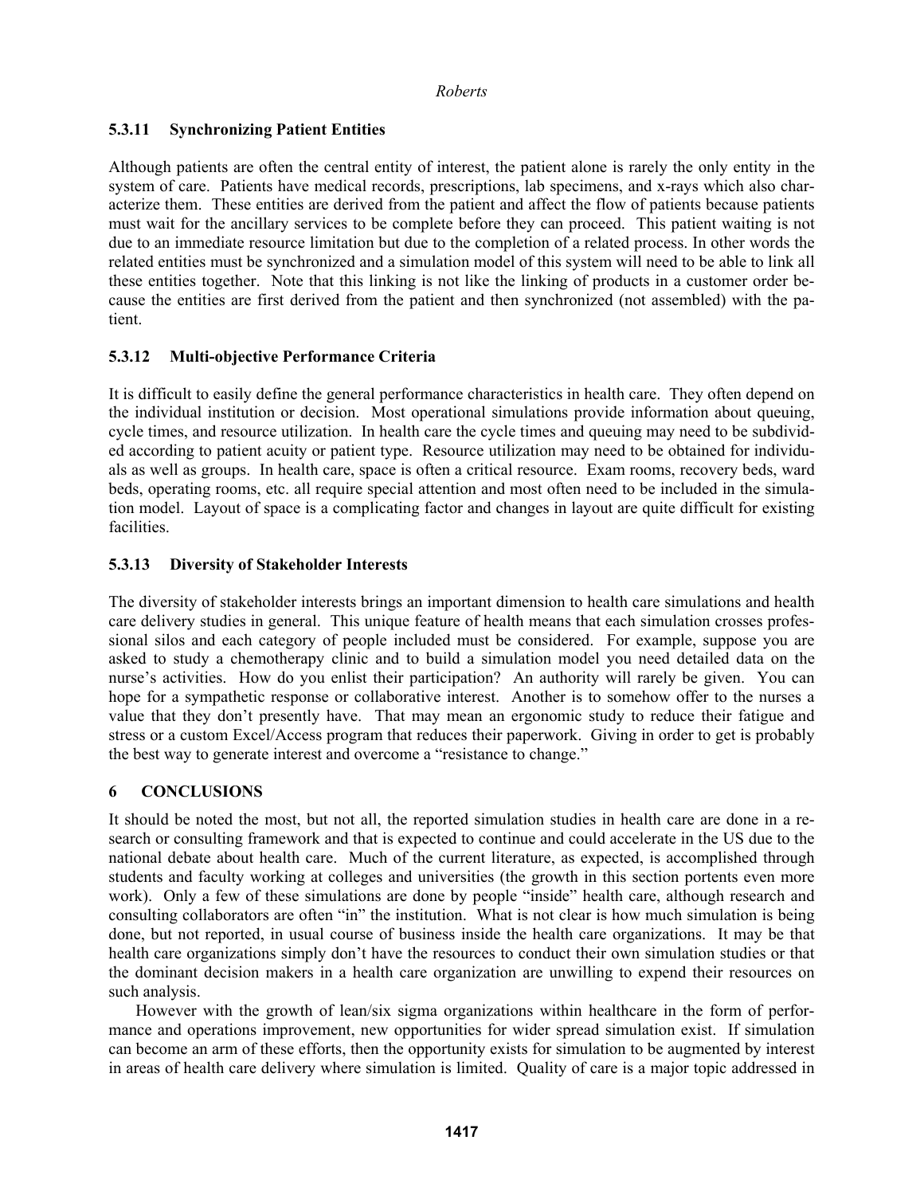### 5.3.11 Synchronizing Patient Entities

Although patients are often the central entity of interest, the patient alone is rarely the only entity in the system of care. Patients have medical records, prescriptions, lab specimens, and x-rays which also characterize them. These entities are derived from the patient and affect the flow of patients because patients must wait for the ancillary services to be complete before they can proceed. This patient waiting is not due to an immediate resource limitation but due to the completion of a related process. In other words the related entities must be synchronized and a simulation model of this system will need to be able to link all these entities together. Note that this linking is not like the linking of products in a customer order because the entities are first derived from the patient and then synchronized (not assembled) with the patient.

### 5.3.12 Multi-objective Performance Criteria

It is difficult to easily define the general performance characteristics in health care. They often depend on the individual institution or decision. Most operational simulations provide information about queuing, cycle times, and resource utilization. In health care the cycle times and queuing may need to be subdivided according to patient acuity or patient type. Resource utilization may need to be obtained for individuals as well as groups. In health care, space is often a critical resource. Exam rooms, recovery beds, ward beds, operating rooms, etc. all require special attention and most often need to be included in the simulation model. Layout of space is a complicating factor and changes in layout are quite difficult for existing facilities.

### 5.3.13 Diversity of Stakeholder Interests

The diversity of stakeholder interests brings an important dimension to health care simulations and health care delivery studies in general. This unique feature of health means that each simulation crosses professional silos and each category of people included must be considered. For example, suppose you are asked to study a chemotherapy clinic and to build a simulation model you need detailed data on the nurse's activities. How do you enlist their participation? An authority will rarely be given. You can hope for a sympathetic response or collaborative interest. Another is to somehow offer to the nurses a value that they don't presently have. That may mean an ergonomic study to reduce their fatigue and stress or a custom Excel/Access program that reduces their paperwork. Giving in order to get is probably the best way to generate interest and overcome a "resistance to change."

## 6 CONCLUSIONS

It should be noted the most, but not all, the reported simulation studies in health care are done in a research or consulting framework and that is expected to continue and could accelerate in the US due to the national debate about health care. Much of the current literature, as expected, is accomplished through students and faculty working at colleges and universities (the growth in this section portents even more work). Only a few of these simulations are done by people "inside" health care, although research and consulting collaborators are often "in" the institution. What is not clear is how much simulation is being done, but not reported, in usual course of business inside the health care organizations. It may be that health care organizations simply don't have the resources to conduct their own simulation studies or that the dominant decision makers in a health care organization are unwilling to expend their resources on such analysis.

However with the growth of lean/six sigma organizations within healthcare in the form of performance and operations improvement, new opportunities for wider spread simulation exist. If simulation can become an arm of these efforts, then the opportunity exists for simulation to be augmented by interest in areas of health care delivery where simulation is limited. Quality of care is a major topic addressed in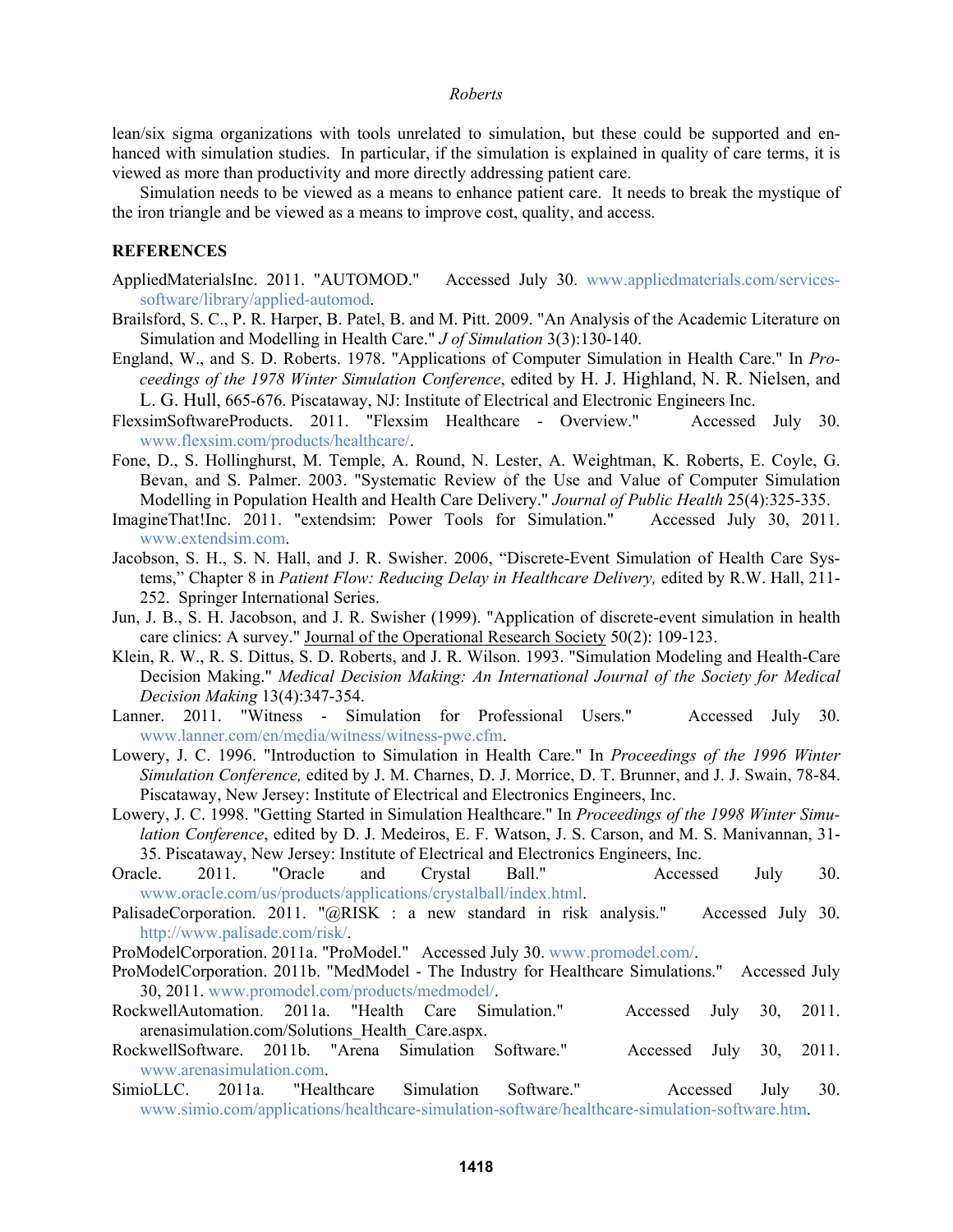lean/six sigma organizations with tools unrelated to simulation, but these could be supported and enhanced with simulation studies. In particular, if the simulation is explained in quality of care terms, it is viewed as more than productivity and more directly addressing patient care.

Simulation needs to be viewed as a means to enhance patient care. It needs to break the mystique of the iron triangle and be viewed as a means to improve cost, quality, and access.

## REFERENCES

AppliedMaterialsInc. 2011. "AUTOMOD." Accessed July 30. www.appliedmaterials.com/services-software/library/applied-automod.

Brailsford, S. C., P. R. Harper, B. Patel, B. and M. Pitt. 2009. "An Analysis of the Academic Literature on Simulation and Modelling in Health Care." *J of Simulation* 3(3):130-140.

England, W., and S. D. Roberts. 1978. "Applications of Computer Simulation in Health Care." In *Proceedings of the 1978 Winter Simulation Conference*, edited by H. J. Highland, N. R. Nielsen, and L. G. Hull, 665-676. Piscataway, NJ: Institute of Electrical and Electronic Engineers Inc.

FlexsimSoftwareProducts. 2011. "Flexsim Healthcare - Overview." Accessed July 30. www.flexsim.com/products/healthcare/.

Fone, D., S. Hollinghurst, M. Temple, A. Round, N. Lester, A. Weightman, K. Roberts, E. Coyle, G. Bevan, and S. Palmer. 2003. "Systematic Review of the Use and Value of Computer Simulation Modelling in Population Health and Health Care Delivery." *Journal of Public Health* 25(4):325-335.

ImagineThat!Inc. 2011. "extendsim: Power Tools for Simulation." Accessed July 30, 2011. www.extendsim.com.

Jacobson, S. H., S. N. Hall, and J. R. Swisher. 2006, "Discrete-Event Simulation of Health Care Systems," Chapter 8 in *Patient Flow: Reducing Delay in Healthcare Delivery,* edited by R.W. Hall, 211-252. Springer International Series.

Jun, J. B., S. H. Jacobson, and J. R. Swisher (1999). "Application of discrete-event simulation in health care clinics: A survey." Journal of the Operational Research Society 50(2): 109-123.

Klein, R. W., R. S. Dittus, S. D. Roberts, and J. R. Wilson. 1993. "Simulation Modeling and Health-Care Decision Making." *Medical Decision Making: An International Journal of the Society for Medical Decision Making* 13(4):347-354.

Lanner. 2011. "Witness - Simulation for Professional Users." Accessed July 30. www.lanner.com/en/media/witness/witness-pwe.cfm.

Lowery, J. C. 1996. "Introduction to Simulation in Health Care." In *Proceedings of the 1996 Winter Simulation Conference,* edited by J. M. Charnes, D. J. Morrice, D. T. Brunner, and J. J. Swain, 78-84. Piscataway, New Jersey: Institute of Electrical and Electronics Engineers, Inc.

Lowery, J. C. 1998. "Getting Started in Simulation Healthcare." In *Proceedings of the 1998 Winter Simulation Conference*, edited by D. J. Medeiros, E. F. Watson, J. S. Carson, and M. S. Manivannan, 31-35. Piscataway, New Jersey: Institute of Electrical and Electronics Engineers, Inc.

Oracle. 2011. "Oracle and Crystal Ball." Accessed July 30. www.oracle.com/us/products/applications/crystalball/index.html.

PalisadeCorporation. 2011. "@RISK : a new standard in risk analysis." Accessed July 30. http://www.palisade.com/risk/.

ProModelCorporation. 2011a. "ProModel." Accessed July 30. www.promodel.com/.

ProModelCorporation. 2011b. "MedModel - The Industry for Healthcare Simulations." Accessed July 30, 2011. www.promodel.com/products/medmodel/.

RockwellAutomation. 2011a. "Health Care Simulation." Accessed July 30, 2011. arenasimulation.com/Solutions_Health_Care.aspx.

RockwellSoftware. 2011b. "Arena Simulation Software." Accessed July 30, 2011. www.arenasimulation.com.

SimioLLC. 2011a. "Healthcare Simulation Software." Accessed July 30. www.simio.com/applications/healthcare-simulation-software/healthcare-simulation-software.htm.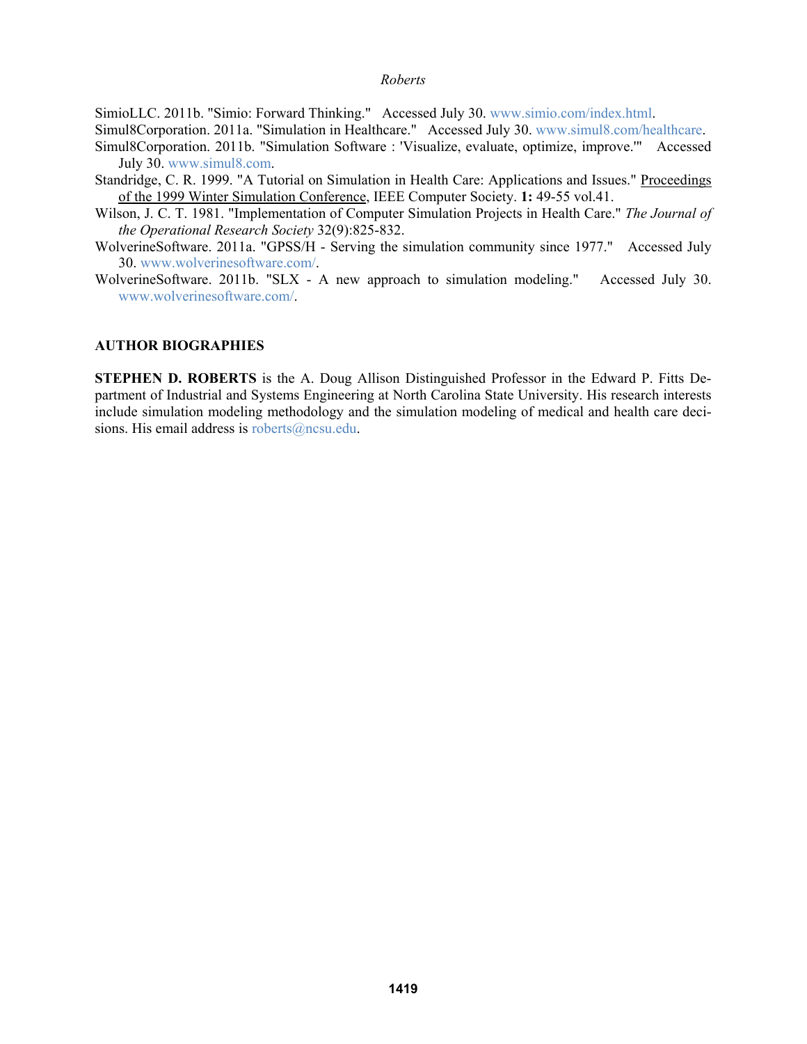SimioLLC. 2011b. "Simio: Forward Thinking." Accessed July 30. www.simio.com/index.html.

Simul8Corporation. 2011a. "Simulation in Healthcare." Accessed July 30. www.simul8.com/healthcare.

Simul8Corporation. 2011b. "Simulation Software : 'Visualize, evaluate, optimize, improve.'" Accessed July 30. www.simul8.com.

Standridge, C. R. 1999. "A Tutorial on Simulation in Health Care: Applications and Issues." Proceedings of the 1999 Winter Simulation Conference, IEEE Computer Society. **1:** 49-55 vol.41.

Wilson, J. C. T. 1981. "Implementation of Computer Simulation Projects in Health Care." *The Journal of the Operational Research Society* 32(9):825-832.

WolverineSoftware. 2011a. "GPSS/H - Serving the simulation community since 1977." Accessed July 30. www.wolverinesoftware.com/.

WolverineSoftware. 2011b. "SLX - A new approach to simulation modeling." Accessed July 30. www.wolverinesoftware.com/.

## AUTHOR BIOGRAPHIES

**STEPHEN D. ROBERTS** is the A. Doug Allison Distinguished Professor in the Edward P. Fitts Department of Industrial and Systems Engineering at North Carolina State University. His research interests include simulation modeling methodology and the simulation modeling of medical and health care decisions. His email address is roberts@ncsu.edu.